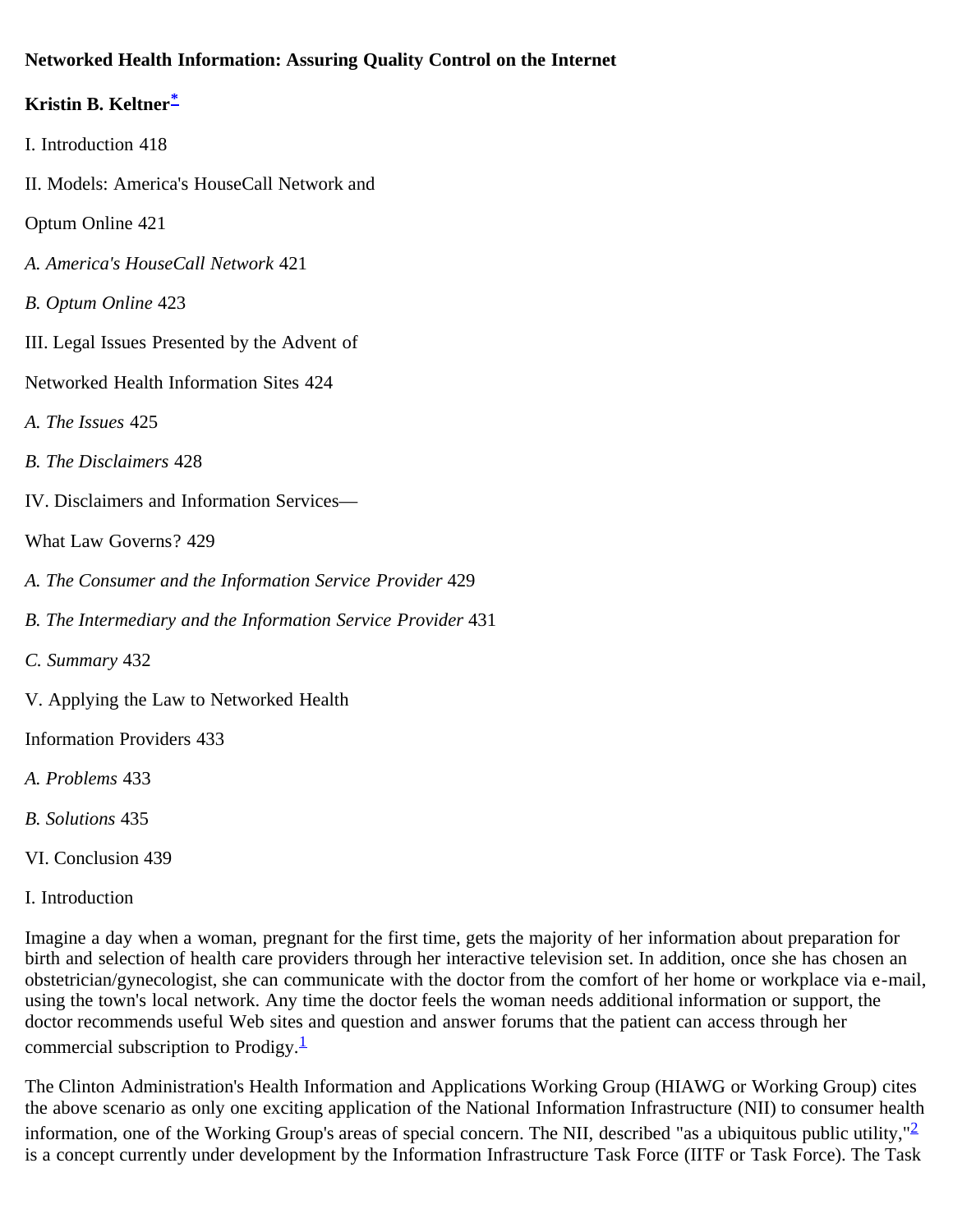**Networked Health Information: Assuring Quality Control on the Internet**

**Kristin B. Keltner[*]**

I. Introduction 418

II. Models: America's HouseCall Network and

Optum Online 421

*A. America's HouseCall Network* 421

*B. Optum Online* 423

III. Legal Issues Presented by the Advent of

Networked Health Information Sites 424

*A. The Issues* 425

*B. The Disclaimers* 428

IV. Disclaimers and Information Services—

What Law Governs? 429

*A. The Consumer and the Information Service Provider* 429

*B. The Intermediary and the Information Service Provider* 431

*C. Summary* 432

V. Applying the Law to Networked Health

Information Providers 433

*A. Problems* 433

*B. Solutions* 435

VI. Conclusion 439

I. Introduction

Imagine a day when a woman, pregnant for the first time, gets the majority of her information about preparation for birth and selection of health care providers through her interactive television set. In addition, once she has chosen an obstetrician/gynecologist, she can communicate with the doctor from the comfort of her home or workplace via e-mail, using the town's local network. Any time the doctor feels the woman needs additional information or support, the doctor recommends useful Web sites and question and answer forums that the patient can access through her commercial subscription to Prodigy.[1]

The Clinton Administration's Health Information and Applications Working Group (HIAWG or Working Group) cites the above scenario as only one exciting application of the National Information Infrastructure (NII) to consumer health information, one of the Working Group's areas of special concern. The NII, described "as a ubiquitous public utility,"[2] is a concept currently under development by the Information Infrastructure Task Force (IITF or Task Force). The Task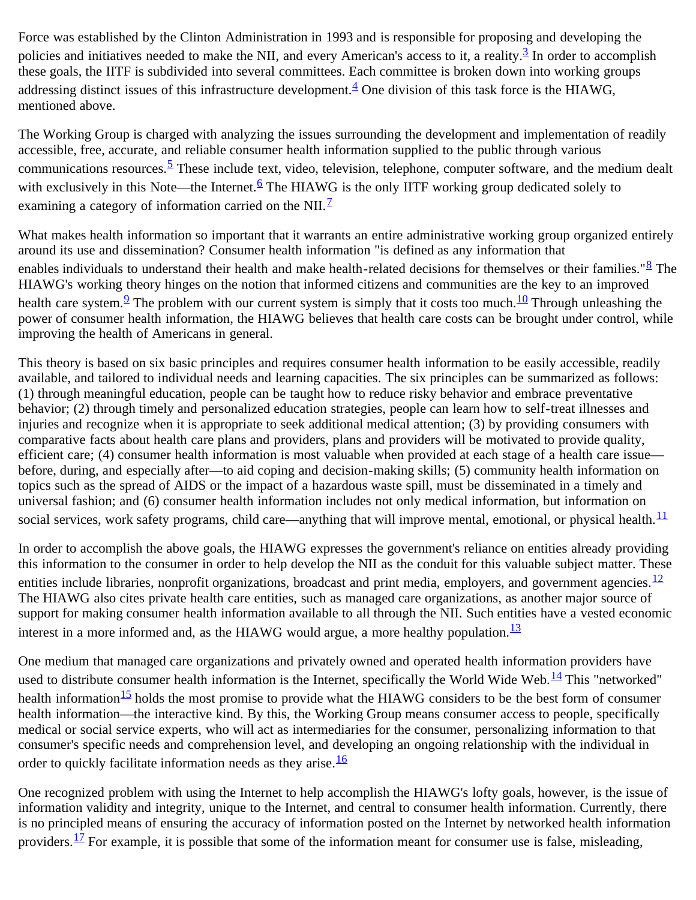Force was established by the Clinton Administration in 1993 and is responsible for proposing and developing the policies and initiatives needed to make the NII, and every American's access to it, a reality.[3] In order to accomplish these goals, the IITF is subdivided into several committees. Each committee is broken down into working groups addressing distinct issues of this infrastructure development.[4] One division of this task force is the HIAWG, mentioned above.

The Working Group is charged with analyzing the issues surrounding the development and implementation of readily accessible, free, accurate, and reliable consumer health information supplied to the public through various communications resources.[5] These include text, video, television, telephone, computer software, and the medium dealt with exclusively in this Note—the Internet.[6] The HIAWG is the only IITF working group dedicated solely to examining a category of information carried on the NII.[7]

What makes health information so important that it warrants an entire administrative working group organized entirely around its use and dissemination? Consumer health information "is defined as any information that enables individuals to understand their health and make health-related decisions for themselves or their families."[8] The HIAWG's working theory hinges on the notion that informed citizens and communities are the key to an improved health care system.[9] The problem with our current system is simply that it costs too much.[10] Through unleashing the power of consumer health information, the HIAWG believes that health care costs can be brought under control, while improving the health of Americans in general.

This theory is based on six basic principles and requires consumer health information to be easily accessible, readily available, and tailored to individual needs and learning capacities. The six principles can be summarized as follows: (1) through meaningful education, people can be taught how to reduce risky behavior and embrace preventative behavior; (2) through timely and personalized education strategies, people can learn how to self-treat illnesses and injuries and recognize when it is appropriate to seek additional medical attention; (3) by providing consumers with comparative facts about health care plans and providers, plans and providers will be motivated to provide quality, efficient care; (4) consumer health information is most valuable when provided at each stage of a health care issue—before, during, and especially after—to aid coping and decision-making skills; (5) community health information on topics such as the spread of AIDS or the impact of a hazardous waste spill, must be disseminated in a timely and universal fashion; and (6) consumer health information includes not only medical information, but information on social services, work safety programs, child care—anything that will improve mental, emotional, or physical health.[11]

In order to accomplish the above goals, the HIAWG expresses the government's reliance on entities already providing this information to the consumer in order to help develop the NII as the conduit for this valuable subject matter. These entities include libraries, nonprofit organizations, broadcast and print media, employers, and government agencies.[12] The HIAWG also cites private health care entities, such as managed care organizations, as another major source of support for making consumer health information available to all through the NII. Such entities have a vested economic interest in a more informed and, as the HIAWG would argue, a more healthy population.[13]

One medium that managed care organizations and privately owned and operated health information providers have used to distribute consumer health information is the Internet, specifically the World Wide Web.[14] This "networked" health information[15] holds the most promise to provide what the HIAWG considers to be the best form of consumer health information—the interactive kind. By this, the Working Group means consumer access to people, specifically medical or social service experts, who will act as intermediaries for the consumer, personalizing information to that consumer's specific needs and comprehension level, and developing an ongoing relationship with the individual in order to quickly facilitate information needs as they arise.[16]

One recognized problem with using the Internet to help accomplish the HIAWG's lofty goals, however, is the issue of information validity and integrity, unique to the Internet, and central to consumer health information. Currently, there is no principled means of ensuring the accuracy of information posted on the Internet by networked health information providers.[17] For example, it is possible that some of the information meant for consumer use is false, misleading,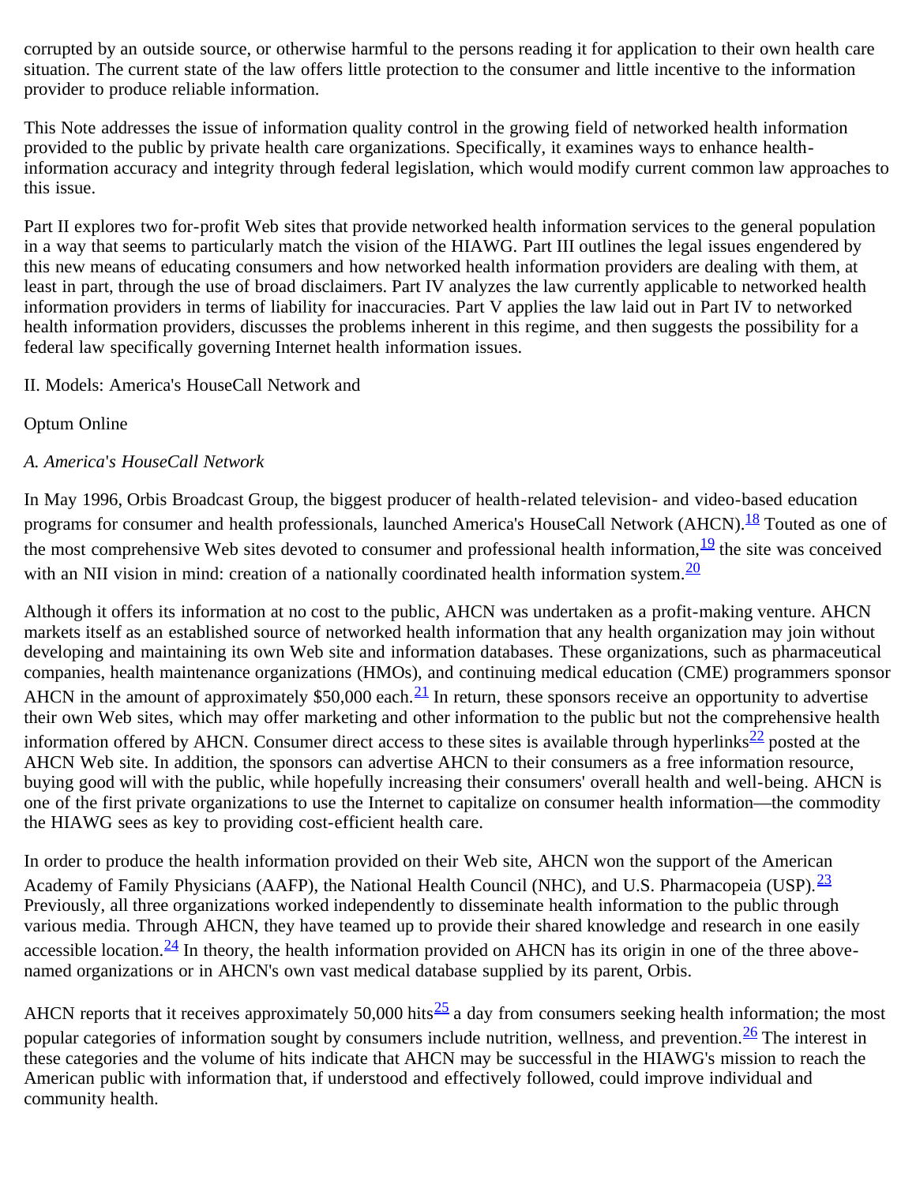corrupted by an outside source, or otherwise harmful to the persons reading it for application to their own health care situation. The current state of the law offers little protection to the consumer and little incentive to the information provider to produce reliable information.

This Note addresses the issue of information quality control in the growing field of networked health information provided to the public by private health care organizations. Specifically, it examines ways to enhance health-information accuracy and integrity through federal legislation, which would modify current common law approaches to this issue.

Part II explores two for-profit Web sites that provide networked health information services to the general population in a way that seems to particularly match the vision of the HIAWG. Part III outlines the legal issues engendered by this new means of educating consumers and how networked health information providers are dealing with them, at least in part, through the use of broad disclaimers. Part IV analyzes the law currently applicable to networked health information providers in terms of liability for inaccuracies. Part V applies the law laid out in Part IV to networked health information providers, discusses the problems inherent in this regime, and then suggests the possibility for a federal law specifically governing Internet health information issues.

## II. Models: America's HouseCall Network and

## Optum Online

### *A. America's HouseCall Network*

In May 1996, Orbis Broadcast Group, the biggest producer of health-related television- and video-based education programs for consumer and health professionals, launched America's HouseCall Network (AHCN).[18] Touted as one of the most comprehensive Web sites devoted to consumer and professional health information,[19] the site was conceived with an NII vision in mind: creation of a nationally coordinated health information system.[20]

Although it offers its information at no cost to the public, AHCN was undertaken as a profit-making venture. AHCN markets itself as an established source of networked health information that any health organization may join without developing and maintaining its own Web site and information databases. These organizations, such as pharmaceutical companies, health maintenance organizations (HMOs), and continuing medical education (CME) programmers sponsor AHCN in the amount of approximately $50,000 each.[21] In return, these sponsors receive an opportunity to advertise their own Web sites, which may offer marketing and other information to the public but not the comprehensive health information offered by AHCN. Consumer direct access to these sites is available through hyperlinks[22] posted at the AHCN Web site. In addition, the sponsors can advertise AHCN to their consumers as a free information resource, buying good will with the public, while hopefully increasing their consumers' overall health and well-being. AHCN is one of the first private organizations to use the Internet to capitalize on consumer health information—the commodity the HIAWG sees as key to providing cost-efficient health care.

In order to produce the health information provided on their Web site, AHCN won the support of the American Academy of Family Physicians (AAFP), the National Health Council (NHC), and U.S. Pharmacopeia (USP).[23] Previously, all three organizations worked independently to disseminate health information to the public through various media. Through AHCN, they have teamed up to provide their shared knowledge and research in one easily accessible location.[24] In theory, the health information provided on AHCN has its origin in one of the three above-named organizations or in AHCN's own vast medical database supplied by its parent, Orbis.

AHCN reports that it receives approximately 50,000 hits[25] a day from consumers seeking health information; the most popular categories of information sought by consumers include nutrition, wellness, and prevention.[26] The interest in these categories and the volume of hits indicate that AHCN may be successful in the HIAWG's mission to reach the American public with information that, if understood and effectively followed, could improve individual and community health.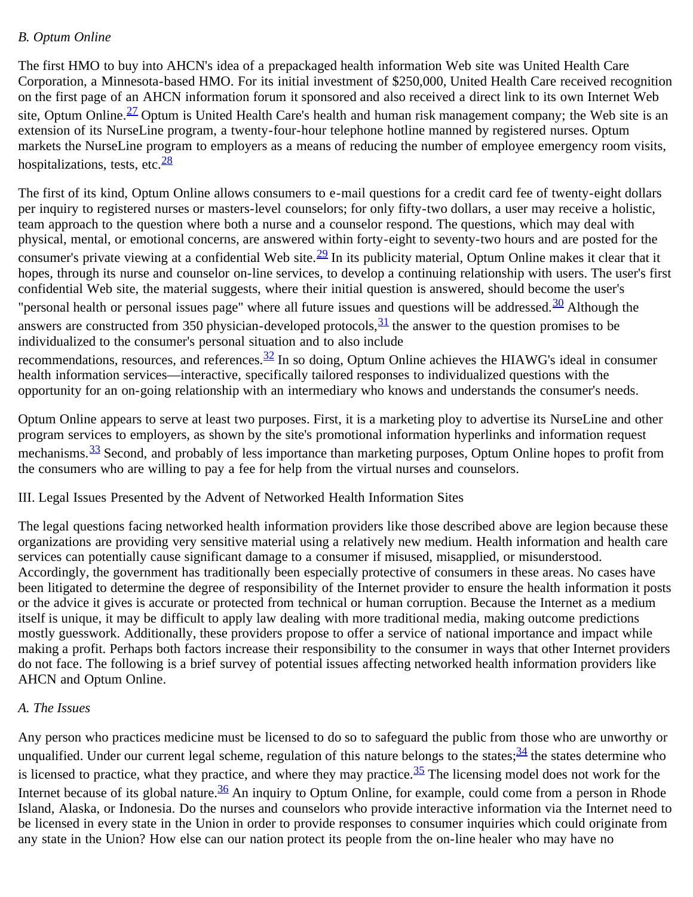### *B. Optum Online*

The first HMO to buy into AHCN's idea of a prepackaged health information Web site was United Health Care Corporation, a Minnesota-based HMO. For its initial investment of $250,000, United Health Care received recognition on the first page of an AHCN information forum it sponsored and also received a direct link to its own Internet Web site, Optum Online.[27] Optum is United Health Care's health and human risk management company; the Web site is an extension of its NurseLine program, a twenty-four-hour telephone hotline manned by registered nurses. Optum markets the NurseLine program to employers as a means of reducing the number of employee emergency room visits, hospitalizations, tests, etc.[28]

The first of its kind, Optum Online allows consumers to e-mail questions for a credit card fee of twenty-eight dollars per inquiry to registered nurses or masters-level counselors; for only fifty-two dollars, a user may receive a holistic, team approach to the question where both a nurse and a counselor respond. The questions, which may deal with physical, mental, or emotional concerns, are answered within forty-eight to seventy-two hours and are posted for the consumer's private viewing at a confidential Web site.[29] In its publicity material, Optum Online makes it clear that it hopes, through its nurse and counselor on-line services, to develop a continuing relationship with users. The user's first confidential Web site, the material suggests, where their initial question is answered, should become the user's "personal health or personal issues page" where all future issues and questions will be addressed.[30] Although the answers are constructed from 350 physician-developed protocols,[31] the answer to the question promises to be individualized to the consumer's personal situation and to also include recommendations, resources, and references.[32] In so doing, Optum Online achieves the HIAWG's ideal in consumer health information services—interactive, specifically tailored responses to individualized questions with the opportunity for an on-going relationship with an intermediary who knows and understands the consumer's needs.

Optum Online appears to serve at least two purposes. First, it is a marketing ploy to advertise its NurseLine and other program services to employers, as shown by the site's promotional information hyperlinks and information request mechanisms.[33] Second, and probably of less importance than marketing purposes, Optum Online hopes to profit from the consumers who are willing to pay a fee for help from the virtual nurses and counselors.

## III. Legal Issues Presented by the Advent of Networked Health Information Sites

The legal questions facing networked health information providers like those described above are legion because these organizations are providing very sensitive material using a relatively new medium. Health information and health care services can potentially cause significant damage to a consumer if misused, misapplied, or misunderstood. Accordingly, the government has traditionally been especially protective of consumers in these areas. No cases have been litigated to determine the degree of responsibility of the Internet provider to ensure the health information it posts or the advice it gives is accurate or protected from technical or human corruption. Because the Internet as a medium itself is unique, it may be difficult to apply law dealing with more traditional media, making outcome predictions mostly guesswork. Additionally, these providers propose to offer a service of national importance and impact while making a profit. Perhaps both factors increase their responsibility to the consumer in ways that other Internet providers do not face. The following is a brief survey of potential issues affecting networked health information providers like AHCN and Optum Online.

### *A. The Issues*

Any person who practices medicine must be licensed to do so to safeguard the public from those who are unworthy or unqualified. Under our current legal scheme, regulation of this nature belongs to the states;[34] the states determine who is licensed to practice, what they practice, and where they may practice.[35] The licensing model does not work for the Internet because of its global nature.[36] An inquiry to Optum Online, for example, could come from a person in Rhode Island, Alaska, or Indonesia. Do the nurses and counselors who provide interactive information via the Internet need to be licensed in every state in the Union in order to provide responses to consumer inquiries which could originate from any state in the Union? How else can our nation protect its people from the on-line healer who may have no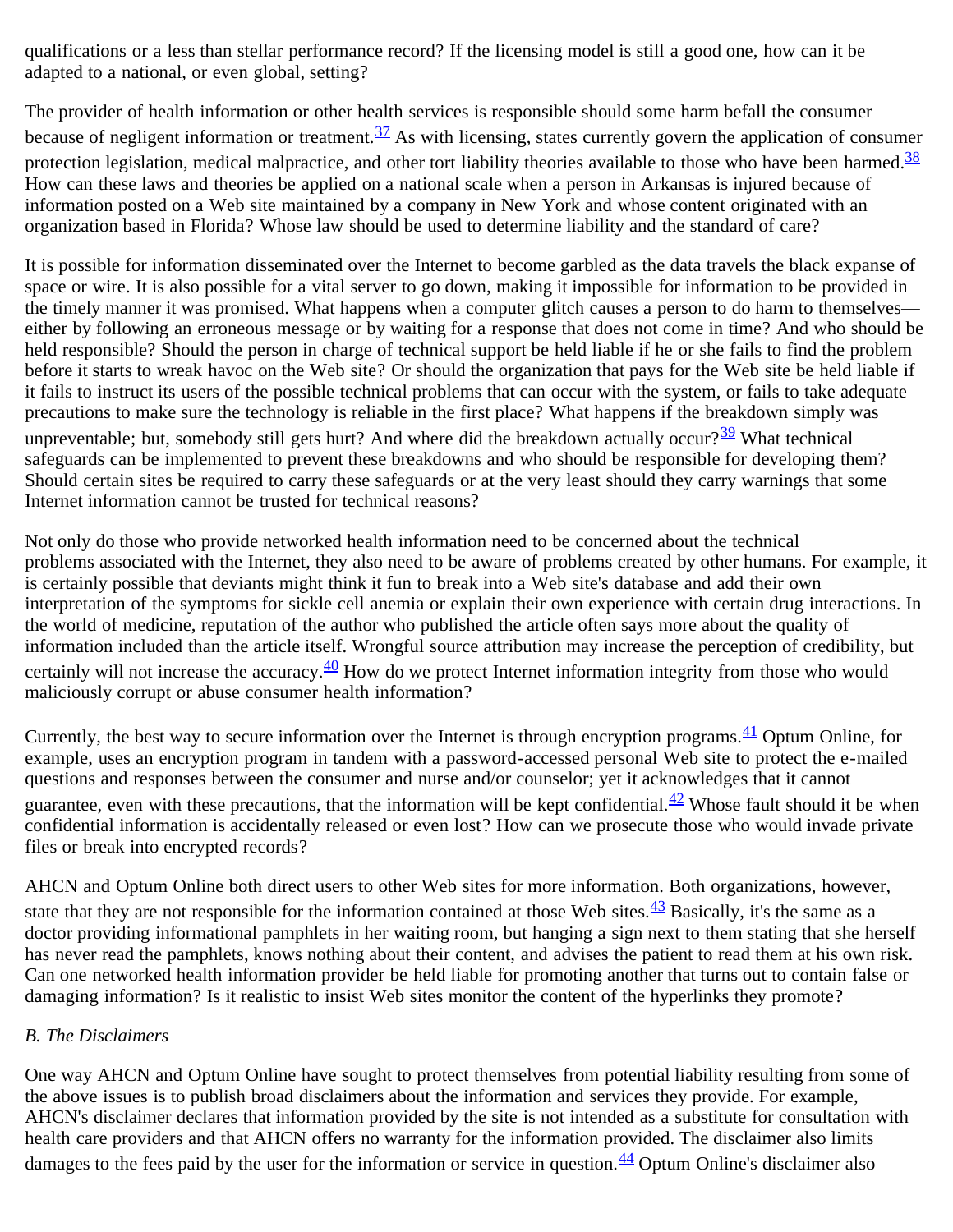qualifications or a less than stellar performance record? If the licensing model is still a good one, how can it be adapted to a national, or even global, setting?

The provider of health information or other health services is responsible should some harm befall the consumer because of negligent information or treatment.[37] As with licensing, states currently govern the application of consumer protection legislation, medical malpractice, and other tort liability theories available to those who have been harmed.[38] How can these laws and theories be applied on a national scale when a person in Arkansas is injured because of information posted on a Web site maintained by a company in New York and whose content originated with an organization based in Florida? Whose law should be used to determine liability and the standard of care?

It is possible for information disseminated over the Internet to become garbled as the data travels the black expanse of space or wire. It is also possible for a vital server to go down, making it impossible for information to be provided in the timely manner it was promised. What happens when a computer glitch causes a person to do harm to themselves—either by following an erroneous message or by waiting for a response that does not come in time? And who should be held responsible? Should the person in charge of technical support be held liable if he or she fails to find the problem before it starts to wreak havoc on the Web site? Or should the organization that pays for the Web site be held liable if it fails to instruct its users of the possible technical problems that can occur with the system, or fails to take adequate precautions to make sure the technology is reliable in the first place? What happens if the breakdown simply was unpreventable; but, somebody still gets hurt? And where did the breakdown actually occur?[39] What technical safeguards can be implemented to prevent these breakdowns and who should be responsible for developing them? Should certain sites be required to carry these safeguards or at the very least should they carry warnings that some Internet information cannot be trusted for technical reasons?

Not only do those who provide networked health information need to be concerned about the technical problems associated with the Internet, they also need to be aware of problems created by other humans. For example, it is certainly possible that deviants might think it fun to break into a Web site's database and add their own interpretation of the symptoms for sickle cell anemia or explain their own experience with certain drug interactions. In the world of medicine, reputation of the author who published the article often says more about the quality of information included than the article itself. Wrongful source attribution may increase the perception of credibility, but certainly will not increase the accuracy.[40] How do we protect Internet information integrity from those who would maliciously corrupt or abuse consumer health information?

Currently, the best way to secure information over the Internet is through encryption programs.[41] Optum Online, for example, uses an encryption program in tandem with a password-accessed personal Web site to protect the e-mailed questions and responses between the consumer and nurse and/or counselor; yet it acknowledges that it cannot guarantee, even with these precautions, that the information will be kept confidential.[42] Whose fault should it be when confidential information is accidentally released or even lost? How can we prosecute those who would invade private files or break into encrypted records?

AHCN and Optum Online both direct users to other Web sites for more information. Both organizations, however, state that they are not responsible for the information contained at those Web sites.[43] Basically, it's the same as a doctor providing informational pamphlets in her waiting room, but hanging a sign next to them stating that she herself has never read the pamphlets, knows nothing about their content, and advises the patient to read them at his own risk. Can one networked health information provider be held liable for promoting another that turns out to contain false or damaging information? Is it realistic to insist Web sites monitor the content of the hyperlinks they promote?

### *B. The Disclaimers*

One way AHCN and Optum Online have sought to protect themselves from potential liability resulting from some of the above issues is to publish broad disclaimers about the information and services they provide. For example, AHCN's disclaimer declares that information provided by the site is not intended as a substitute for consultation with health care providers and that AHCN offers no warranty for the information provided. The disclaimer also limits damages to the fees paid by the user for the information or service in question.[44] Optum Online's disclaimer also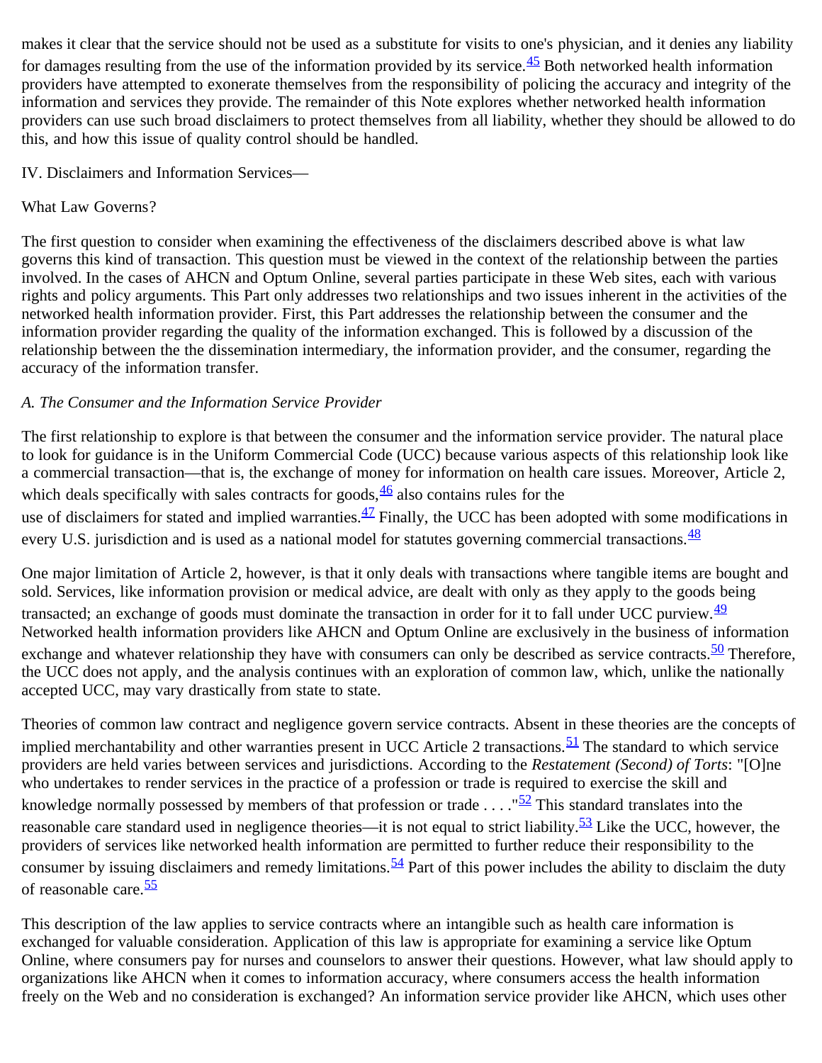makes it clear that the service should not be used as a substitute for visits to one's physician, and it denies any liability for damages resulting from the use of the information provided by its service.[45] Both networked health information providers have attempted to exonerate themselves from the responsibility of policing the accuracy and integrity of the information and services they provide. The remainder of this Note explores whether networked health information providers can use such broad disclaimers to protect themselves from all liability, whether they should be allowed to do this, and how this issue of quality control should be handled.

## IV. Disclaimers and Information Services—

## What Law Governs?

The first question to consider when examining the effectiveness of the disclaimers described above is what law governs this kind of transaction. This question must be viewed in the context of the relationship between the parties involved. In the cases of AHCN and Optum Online, several parties participate in these Web sites, each with various rights and policy arguments. This Part only addresses two relationships and two issues inherent in the activities of the networked health information provider. First, this Part addresses the relationship between the consumer and the information provider regarding the quality of the information exchanged. This is followed by a discussion of the relationship between the the dissemination intermediary, the information provider, and the consumer, regarding the accuracy of the information transfer.

### *A. The Consumer and the Information Service Provider*

The first relationship to explore is that between the consumer and the information service provider. The natural place to look for guidance is in the Uniform Commercial Code (UCC) because various aspects of this relationship look like a commercial transaction—that is, the exchange of money for information on health care issues. Moreover, Article 2, which deals specifically with sales contracts for goods,[46] also contains rules for the use of disclaimers for stated and implied warranties.[47] Finally, the UCC has been adopted with some modifications in every U.S. jurisdiction and is used as a national model for statutes governing commercial transactions.[48]

One major limitation of Article 2, however, is that it only deals with transactions where tangible items are bought and sold. Services, like information provision or medical advice, are dealt with only as they apply to the goods being transacted; an exchange of goods must dominate the transaction in order for it to fall under UCC purview.[49] Networked health information providers like AHCN and Optum Online are exclusively in the business of information exchange and whatever relationship they have with consumers can only be described as service contracts.[50] Therefore, the UCC does not apply, and the analysis continues with an exploration of common law, which, unlike the nationally accepted UCC, may vary drastically from state to state.

Theories of common law contract and negligence govern service contracts. Absent in these theories are the concepts of implied merchantability and other warranties present in UCC Article 2 transactions.[51] The standard to which service providers are held varies between services and jurisdictions. According to the *Restatement (Second) of Torts*: "[O]ne who undertakes to render services in the practice of a profession or trade is required to exercise the skill and knowledge normally possessed by members of that profession or trade . . . ."[52] This standard translates into the reasonable care standard used in negligence theories—it is not equal to strict liability.[53] Like the UCC, however, the providers of services like networked health information are permitted to further reduce their responsibility to the consumer by issuing disclaimers and remedy limitations.[54] Part of this power includes the ability to disclaim the duty of reasonable care.[55]

This description of the law applies to service contracts where an intangible such as health care information is exchanged for valuable consideration. Application of this law is appropriate for examining a service like Optum Online, where consumers pay for nurses and counselors to answer their questions. However, what law should apply to organizations like AHCN when it comes to information accuracy, where consumers access the health information freely on the Web and no consideration is exchanged? An information service provider like AHCN, which uses other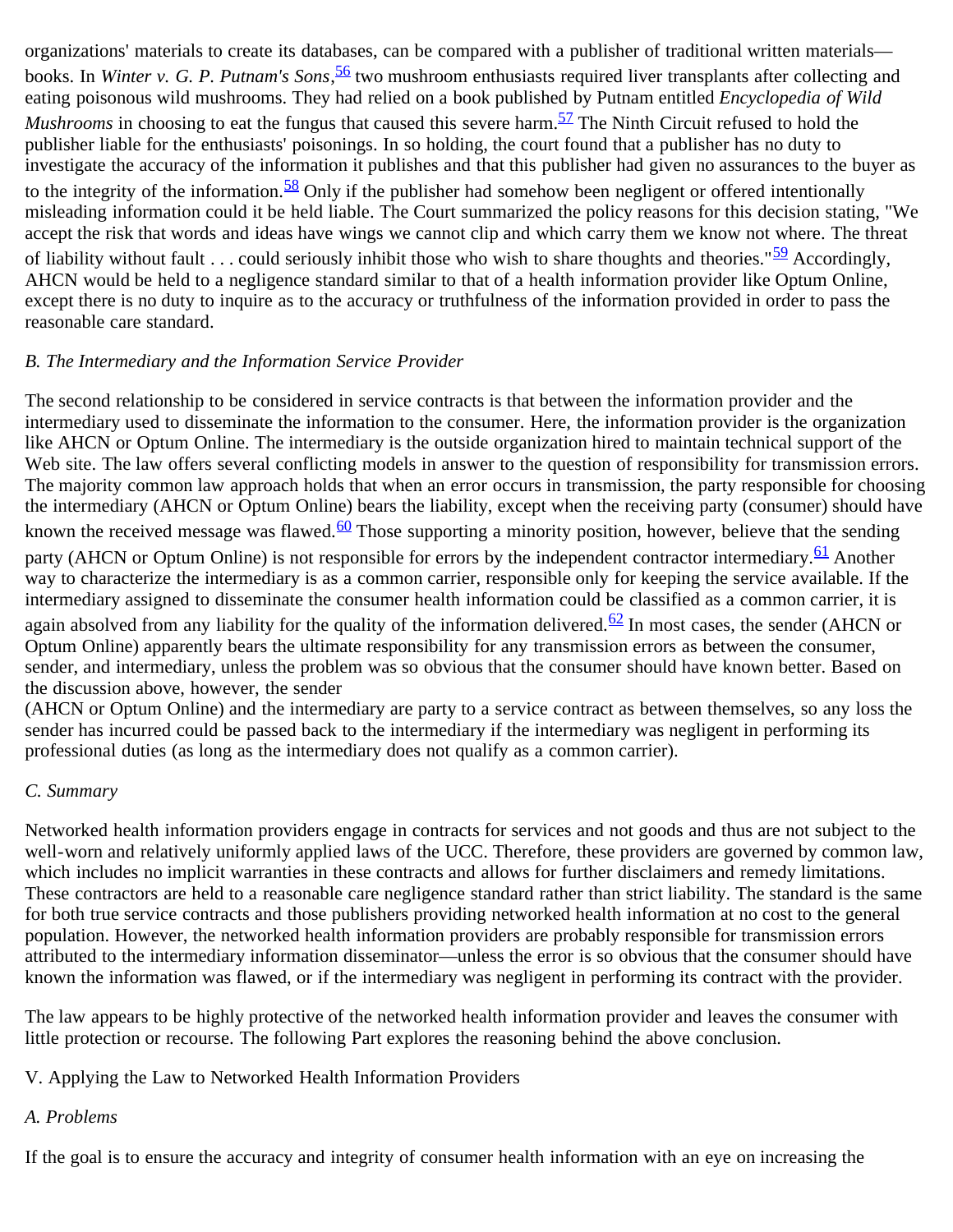organizations' materials to create its databases, can be compared with a publisher of traditional written materials—books. In *Winter v. G. P. Putnam's Sons*,[56] two mushroom enthusiasts required liver transplants after collecting and eating poisonous wild mushrooms. They had relied on a book published by Putnam entitled *Encyclopedia of Wild Mushrooms* in choosing to eat the fungus that caused this severe harm.[57] The Ninth Circuit refused to hold the publisher liable for the enthusiasts' poisonings. In so holding, the court found that a publisher has no duty to investigate the accuracy of the information it publishes and that this publisher had given no assurances to the buyer as to the integrity of the information.[58] Only if the publisher had somehow been negligent or offered intentionally misleading information could it be held liable. The Court summarized the policy reasons for this decision stating, "We accept the risk that words and ideas have wings we cannot clip and which carry them we know not where. The threat of liability without fault . . . could seriously inhibit those who wish to share thoughts and theories."[59] Accordingly, AHCN would be held to a negligence standard similar to that of a health information provider like Optum Online, except there is no duty to inquire as to the accuracy or truthfulness of the information provided in order to pass the reasonable care standard.

*B. The Intermediary and the Information Service Provider*

The second relationship to be considered in service contracts is that between the information provider and the intermediary used to disseminate the information to the consumer. Here, the information provider is the organization like AHCN or Optum Online. The intermediary is the outside organization hired to maintain technical support of the Web site. The law offers several conflicting models in answer to the question of responsibility for transmission errors. The majority common law approach holds that when an error occurs in transmission, the party responsible for choosing the intermediary (AHCN or Optum Online) bears the liability, except when the receiving party (consumer) should have known the received message was flawed.[60] Those supporting a minority position, however, believe that the sending party (AHCN or Optum Online) is not responsible for errors by the independent contractor intermediary.[61] Another way to characterize the intermediary is as a common carrier, responsible only for keeping the service available. If the intermediary assigned to disseminate the consumer health information could be classified as a common carrier, it is again absolved from any liability for the quality of the information delivered.[62] In most cases, the sender (AHCN or Optum Online) apparently bears the ultimate responsibility for any transmission errors as between the consumer, sender, and intermediary, unless the problem was so obvious that the consumer should have known better. Based on the discussion above, however, the sender (AHCN or Optum Online) and the intermediary are party to a service contract as between themselves, so any loss the sender has incurred could be passed back to the intermediary if the intermediary was negligent in performing its professional duties (as long as the intermediary does not qualify as a common carrier).

*C. Summary*

Networked health information providers engage in contracts for services and not goods and thus are not subject to the well-worn and relatively uniformly applied laws of the UCC. Therefore, these providers are governed by common law, which includes no implicit warranties in these contracts and allows for further disclaimers and remedy limitations. These contractors are held to a reasonable care negligence standard rather than strict liability. The standard is the same for both true service contracts and those publishers providing networked health information at no cost to the general population. However, the networked health information providers are probably responsible for transmission errors attributed to the intermediary information disseminator—unless the error is so obvious that the consumer should have known the information was flawed, or if the intermediary was negligent in performing its contract with the provider.

The law appears to be highly protective of the networked health information provider and leaves the consumer with little protection or recourse. The following Part explores the reasoning behind the above conclusion.

## V. Applying the Law to Networked Health Information Providers

*A. Problems*

If the goal is to ensure the accuracy and integrity of consumer health information with an eye on increasing the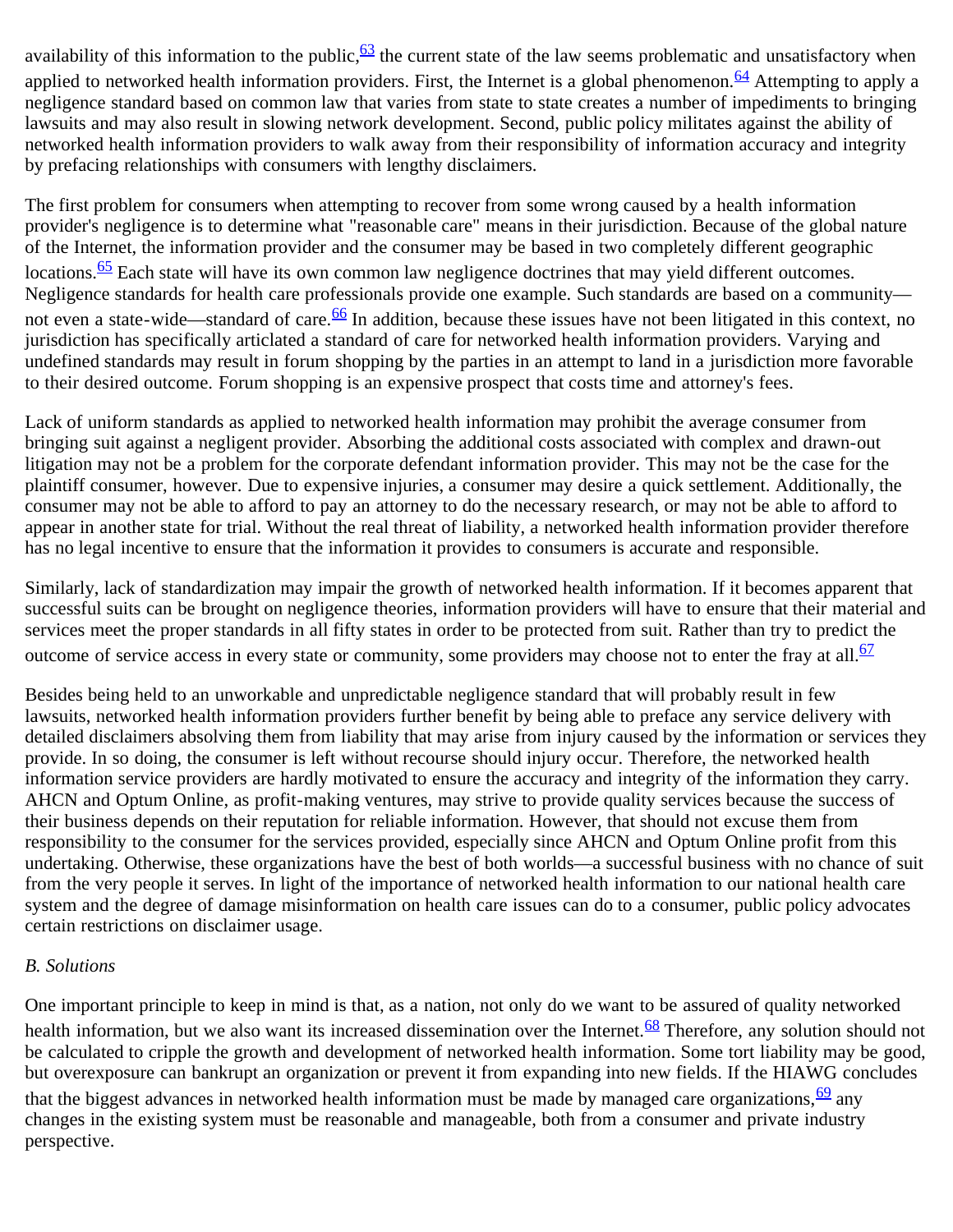availability of this information to the public,[63] the current state of the law seems problematic and unsatisfactory when applied to networked health information providers. First, the Internet is a global phenomenon.[64] Attempting to apply a negligence standard based on common law that varies from state to state creates a number of impediments to bringing lawsuits and may also result in slowing network development. Second, public policy militates against the ability of networked health information providers to walk away from their responsibility of information accuracy and integrity by prefacing relationships with consumers with lengthy disclaimers.

The first problem for consumers when attempting to recover from some wrong caused by a health information provider's negligence is to determine what "reasonable care" means in their jurisdiction. Because of the global nature of the Internet, the information provider and the consumer may be based in two completely different geographic locations.[65] Each state will have its own common law negligence doctrines that may yield different outcomes. Negligence standards for health care professionals provide one example. Such standards are based on a community—not even a state-wide—standard of care.[66] In addition, because these issues have not been litigated in this context, no jurisdiction has specifically articlated a standard of care for networked health information providers. Varying and undefined standards may result in forum shopping by the parties in an attempt to land in a jurisdiction more favorable to their desired outcome. Forum shopping is an expensive prospect that costs time and attorney's fees.

Lack of uniform standards as applied to networked health information may prohibit the average consumer from bringing suit against a negligent provider. Absorbing the additional costs associated with complex and drawn-out litigation may not be a problem for the corporate defendant information provider. This may not be the case for the plaintiff consumer, however. Due to expensive injuries, a consumer may desire a quick settlement. Additionally, the consumer may not be able to afford to pay an attorney to do the necessary research, or may not be able to afford to appear in another state for trial. Without the real threat of liability, a networked health information provider therefore has no legal incentive to ensure that the information it provides to consumers is accurate and responsible.

Similarly, lack of standardization may impair the growth of networked health information. If it becomes apparent that successful suits can be brought on negligence theories, information providers will have to ensure that their material and services meet the proper standards in all fifty states in order to be protected from suit. Rather than try to predict the outcome of service access in every state or community, some providers may choose not to enter the fray at all.[67]

Besides being held to an unworkable and unpredictable negligence standard that will probably result in few lawsuits, networked health information providers further benefit by being able to preface any service delivery with detailed disclaimers absolving them from liability that may arise from injury caused by the information or services they provide. In so doing, the consumer is left without recourse should injury occur. Therefore, the networked health information service providers are hardly motivated to ensure the accuracy and integrity of the information they carry. AHCN and Optum Online, as profit-making ventures, may strive to provide quality services because the success of their business depends on their reputation for reliable information. However, that should not excuse them from responsibility to the consumer for the services provided, especially since AHCN and Optum Online profit from this undertaking. Otherwise, these organizations have the best of both worlds—a successful business with no chance of suit from the very people it serves. In light of the importance of networked health information to our national health care system and the degree of damage misinformation on health care issues can do to a consumer, public policy advocates certain restrictions on disclaimer usage.

*B. Solutions*

One important principle to keep in mind is that, as a nation, not only do we want to be assured of quality networked health information, but we also want its increased dissemination over the Internet.[68] Therefore, any solution should not be calculated to cripple the growth and development of networked health information. Some tort liability may be good, but overexposure can bankrupt an organization or prevent it from expanding into new fields. If the HIAWG concludes that the biggest advances in networked health information must be made by managed care organizations,[69] any changes in the existing system must be reasonable and manageable, both from a consumer and private industry perspective.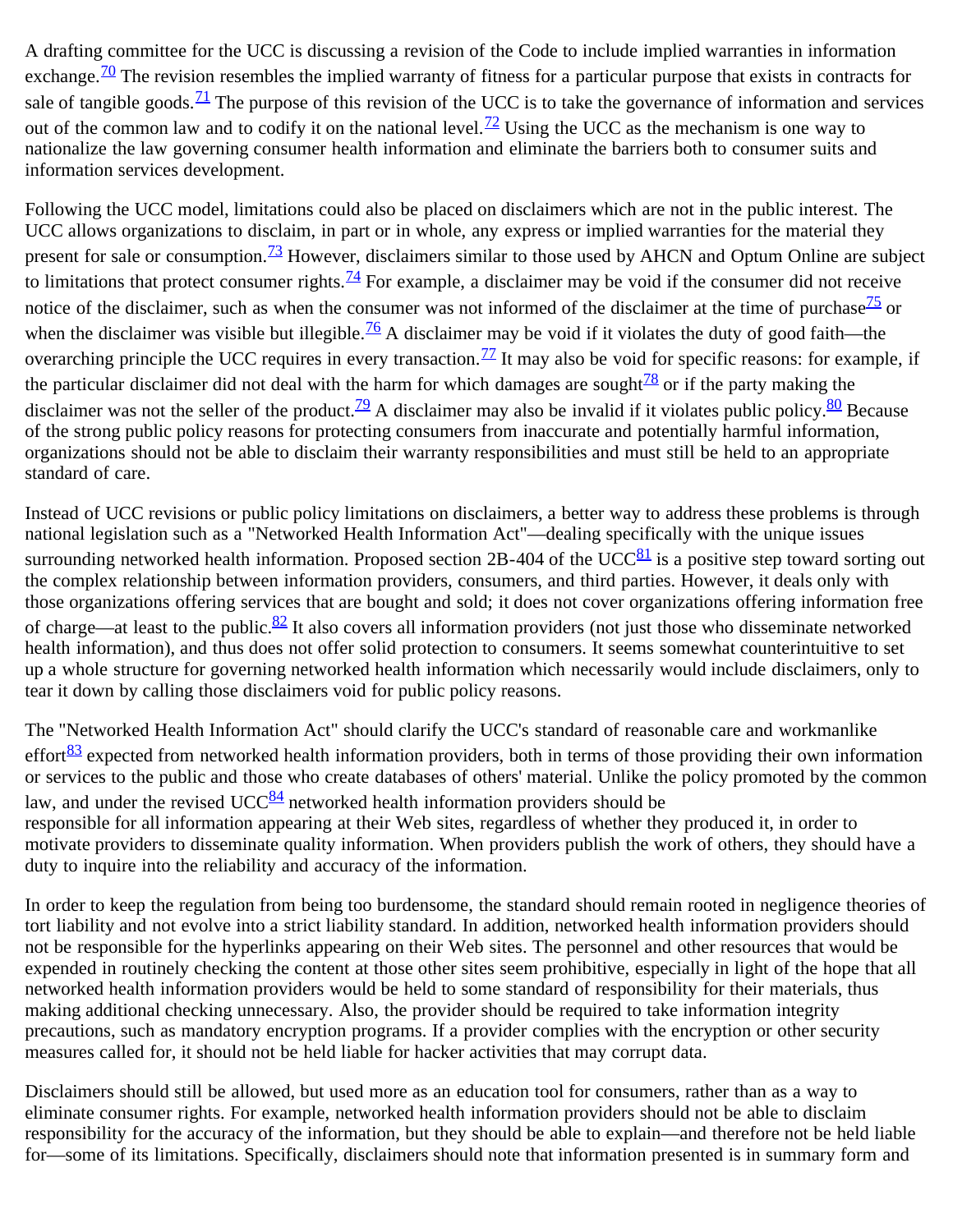A drafting committee for the UCC is discussing a revision of the Code to include implied warranties in information exchange.[70] The revision resembles the implied warranty of fitness for a particular purpose that exists in contracts for sale of tangible goods.[71] The purpose of this revision of the UCC is to take the governance of information and services out of the common law and to codify it on the national level.[72] Using the UCC as the mechanism is one way to nationalize the law governing consumer health information and eliminate the barriers both to consumer suits and information services development.

Following the UCC model, limitations could also be placed on disclaimers which are not in the public interest. The UCC allows organizations to disclaim, in part or in whole, any express or implied warranties for the material they present for sale or consumption.[73] However, disclaimers similar to those used by AHCN and Optum Online are subject to limitations that protect consumer rights.[74] For example, a disclaimer may be void if the consumer did not receive notice of the disclaimer, such as when the consumer was not informed of the disclaimer at the time of purchase[75] or when the disclaimer was visible but illegible.[76] A disclaimer may be void if it violates the duty of good faith—the overarching principle the UCC requires in every transaction.[77] It may also be void for specific reasons: for example, if the particular disclaimer did not deal with the harm for which damages are sought[78] or if the party making the disclaimer was not the seller of the product.[79] A disclaimer may also be invalid if it violates public policy.[80] Because of the strong public policy reasons for protecting consumers from inaccurate and potentially harmful information, organizations should not be able to disclaim their warranty responsibilities and must still be held to an appropriate standard of care.

Instead of UCC revisions or public policy limitations on disclaimers, a better way to address these problems is through national legislation such as a "Networked Health Information Act"—dealing specifically with the unique issues surrounding networked health information. Proposed section 2B-404 of the UCC[81] is a positive step toward sorting out the complex relationship between information providers, consumers, and third parties. However, it deals only with those organizations offering services that are bought and sold; it does not cover organizations offering information free of charge—at least to the public.[82] It also covers all information providers (not just those who disseminate networked health information), and thus does not offer solid protection to consumers. It seems somewhat counterintuitive to set up a whole structure for governing networked health information which necessarily would include disclaimers, only to tear it down by calling those disclaimers void for public policy reasons.

The "Networked Health Information Act" should clarify the UCC's standard of reasonable care and workmanlike effort[83] expected from networked health information providers, both in terms of those providing their own information or services to the public and those who create databases of others' material. Unlike the policy promoted by the common law, and under the revised UCC[84] networked health information providers should be responsible for all information appearing at their Web sites, regardless of whether they produced it, in order to motivate providers to disseminate quality information. When providers publish the work of others, they should have a duty to inquire into the reliability and accuracy of the information.

In order to keep the regulation from being too burdensome, the standard should remain rooted in negligence theories of tort liability and not evolve into a strict liability standard. In addition, networked health information providers should not be responsible for the hyperlinks appearing on their Web sites. The personnel and other resources that would be expended in routinely checking the content at those other sites seem prohibitive, especially in light of the hope that all networked health information providers would be held to some standard of responsibility for their materials, thus making additional checking unnecessary. Also, the provider should be required to take information integrity precautions, such as mandatory encryption programs. If a provider complies with the encryption or other security measures called for, it should not be held liable for hacker activities that may corrupt data.

Disclaimers should still be allowed, but used more as an education tool for consumers, rather than as a way to eliminate consumer rights. For example, networked health information providers should not be able to disclaim responsibility for the accuracy of the information, but they should be able to explain—and therefore not be held liable for—some of its limitations. Specifically, disclaimers should note that information presented is in summary form and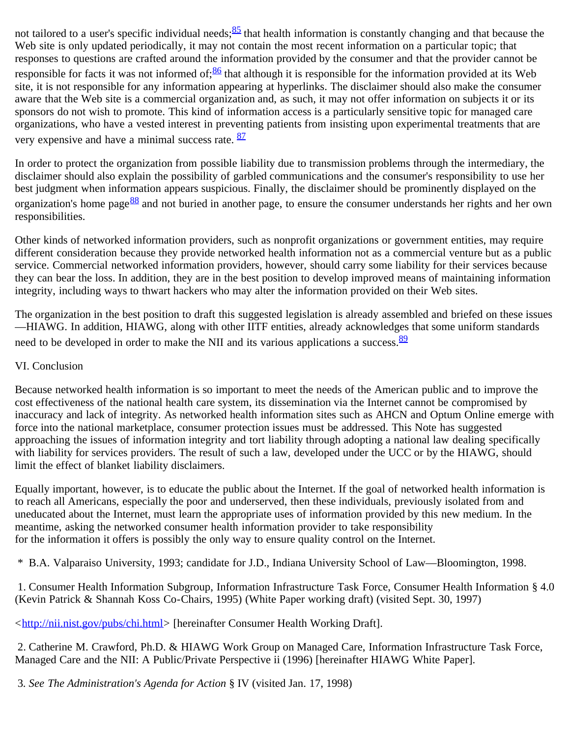not tailored to a user's specific individual needs;[85] that health information is constantly changing and that because the Web site is only updated periodically, it may not contain the most recent information on a particular topic; that responses to questions are crafted around the information provided by the consumer and that the provider cannot be responsible for facts it was not informed of;[86] that although it is responsible for the information provided at its Web site, it is not responsible for any information appearing at hyperlinks. The disclaimer should also make the consumer aware that the Web site is a commercial organization and, as such, it may not offer information on subjects it or its sponsors do not wish to promote. This kind of information access is a particularly sensitive topic for managed care organizations, who have a vested interest in preventing patients from insisting upon experimental treatments that are very expensive and have a minimal success rate. [87]

In order to protect the organization from possible liability due to transmission problems through the intermediary, the disclaimer should also explain the possibility of garbled communications and the consumer's responsibility to use her best judgment when information appears suspicious. Finally, the disclaimer should be prominently displayed on the organization's home page[88] and not buried in another page, to ensure the consumer understands her rights and her own responsibilities.

Other kinds of networked information providers, such as nonprofit organizations or government entities, may require different consideration because they provide networked health information not as a commercial venture but as a public service. Commercial networked information providers, however, should carry some liability for their services because they can bear the loss. In addition, they are in the best position to develop improved means of maintaining information integrity, including ways to thwart hackers who may alter the information provided on their Web sites.

The organization in the best position to draft this suggested legislation is already assembled and briefed on these issues—HIAWG. In addition, HIAWG, along with other IITF entities, already acknowledges that some uniform standards need to be developed in order to make the NII and its various applications a success.[89]

## VI. Conclusion

Because networked health information is so important to meet the needs of the American public and to improve the cost effectiveness of the national health care system, its dissemination via the Internet cannot be compromised by inaccuracy and lack of integrity. As networked health information sites such as AHCN and Optum Online emerge with force into the national marketplace, consumer protection issues must be addressed. This Note has suggested approaching the issues of information integrity and tort liability through adopting a national law dealing specifically with liability for services providers. The result of such a law, developed under the UCC or by the HIAWG, should limit the effect of blanket liability disclaimers.

Equally important, however, is to educate the public about the Internet. If the goal of networked health information is to reach all Americans, especially the poor and underserved, then these individuals, previously isolated from and uneducated about the Internet, must learn the appropriate uses of information provided by this new medium. In the meantime, asking the networked consumer health information provider to take responsibility for the information it offers is possibly the only way to ensure quality control on the Internet.

\* B.A. Valparaiso University, 1993; candidate for J.D., Indiana University School of Law—Bloomington, 1998.

1. Consumer Health Information Subgroup, Information Infrastructure Task Force, Consumer Health Information § 4.0 (Kevin Patrick & Shannah Koss Co-Chairs, 1995) (White Paper working draft) (visited Sept. 30, 1997)

<http://nii.nist.gov/pubs/chi.html> [hereinafter Consumer Health Working Draft].

2. Catherine M. Crawford, Ph.D. & HIAWG Work Group on Managed Care, Information Infrastructure Task Force, Managed Care and the NII: A Public/Private Perspective ii (1996) [hereinafter HIAWG White Paper].

3. *See The Administration's Agenda for Action* § IV (visited Jan. 17, 1998)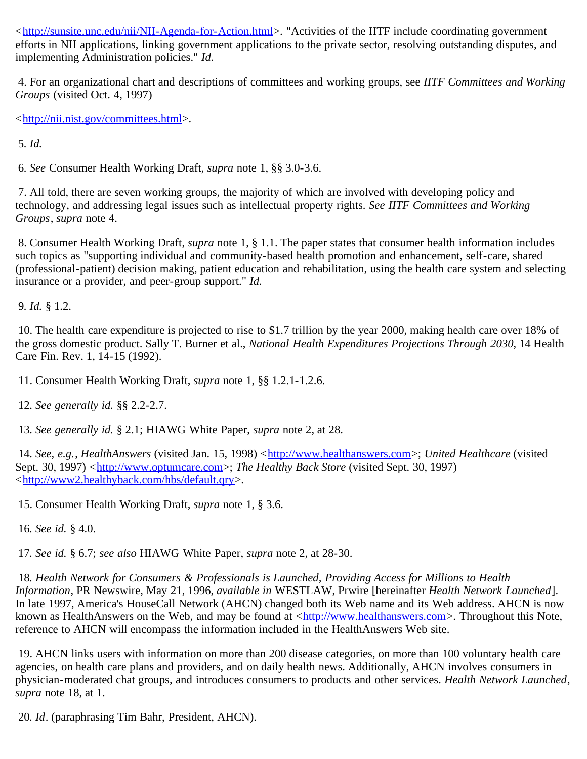<http://sunsite.unc.edu/nii/NII-Agenda-for-Action.html>. "Activities of the IITF include coordinating government efforts in NII applications, linking government applications to the private sector, resolving outstanding disputes, and implementing Administration policies." *Id.*

4. For an organizational chart and descriptions of committees and working groups, see *IITF Committees and Working Groups* (visited Oct. 4, 1997)

<http://nii.nist.gov/committees.html>.

5. *Id.*

6. *See* Consumer Health Working Draft, *supra* note 1, §§ 3.0-3.6.

7. All told, there are seven working groups, the majority of which are involved with developing policy and technology, and addressing legal issues such as intellectual property rights. *See IITF Committees and Working Groups*, *supra* note 4.

8. Consumer Health Working Draft, *supra* note 1, § 1.1. The paper states that consumer health information includes such topics as "supporting individual and community-based health promotion and enhancement, self-care, shared (professional-patient) decision making, patient education and rehabilitation, using the health care system and selecting insurance or a provider, and peer-group support." *Id.*

9. *Id.* § 1.2.

10. The health care expenditure is projected to rise to $1.7 trillion by the year 2000, making health care over 18% of the gross domestic product. Sally T. Burner et al., *National Health Expenditures Projections Through 2030,* 14 Health Care Fin. Rev. 1, 14-15 (1992).

11. Consumer Health Working Draft, *supra* note 1, §§ 1.2.1-1.2.6.

12. *See generally id.* §§ 2.2-2.7.

13. *See generally id.* § 2.1; HIAWG White Paper, *supra* note 2, at 28.

14. *See, e.g.*, *HealthAnswers* (visited Jan. 15, 1998) <http://www.healthanswers.com>; *United Healthcare* (visited Sept. 30, 1997) <http://www.optumcare.com>; *The Healthy Back Store* (visited Sept. 30, 1997) <http://www2.healthyback.com/hbs/default.qry>.

15. Consumer Health Working Draft, *supra* note 1, § 3.6.

16. *See id.* § 4.0.

17. *See id.* § 6.7; *see also* HIAWG White Paper, *supra* note 2, at 28-30.

18. *Health Network for Consumers & Professionals is Launched, Providing Access for Millions to Health Information*, PR Newswire, May 21, 1996, *available in* WESTLAW, Prwire [hereinafter *Health Network Launched*]. In late 1997, America's HouseCall Network (AHCN) changed both its Web name and its Web address. AHCN is now known as HealthAnswers on the Web, and may be found at <http://www.healthanswers.com>. Throughout this Note, reference to AHCN will encompass the information included in the HealthAnswers Web site.

19. AHCN links users with information on more than 200 disease categories, on more than 100 voluntary health care agencies, on health care plans and providers, and on daily health news. Additionally, AHCN involves consumers in physician-moderated chat groups, and introduces consumers to products and other services. *Health Network Launched*, *supra* note 18, at 1.

20. *Id*. (paraphrasing Tim Bahr, President, AHCN).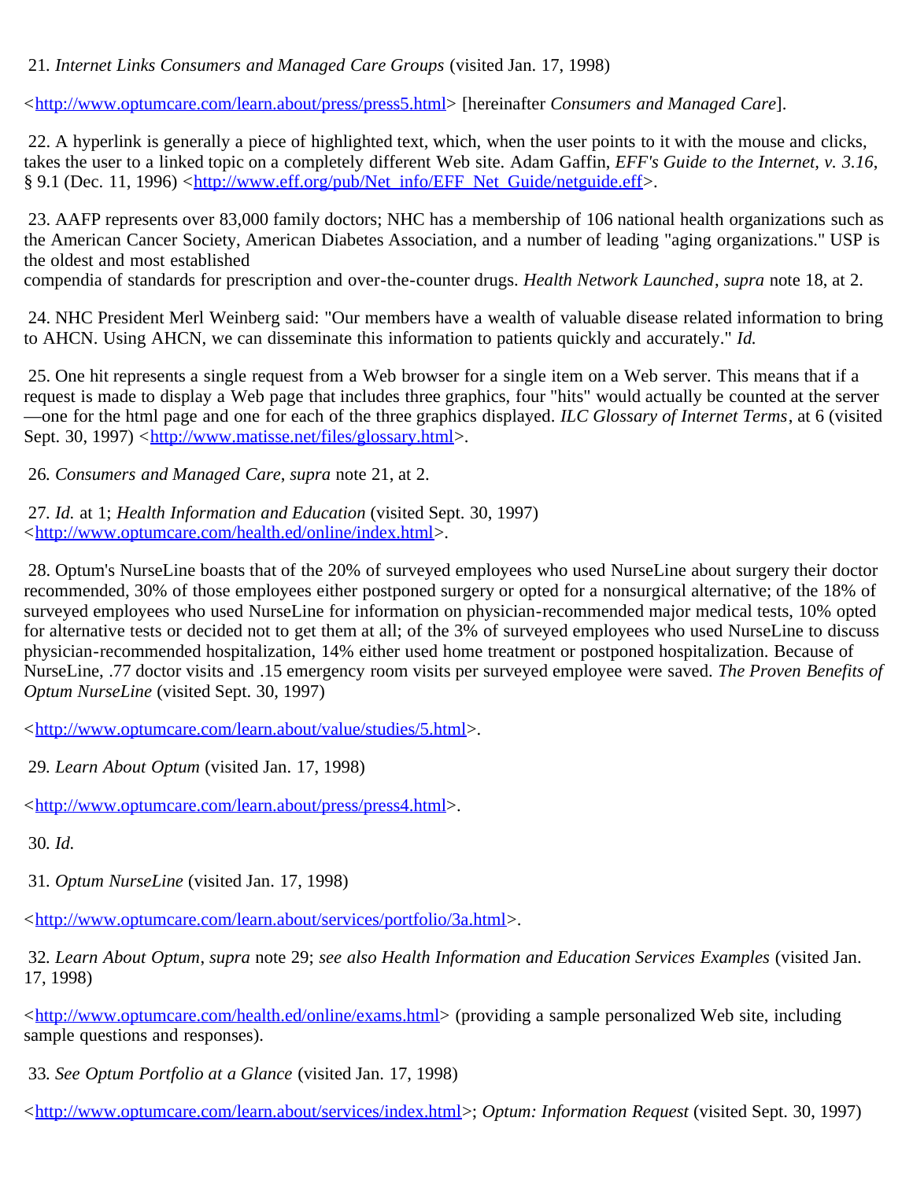21. *Internet Links Consumers and Managed Care Groups* (visited Jan. 17, 1998)

<http://www.optumcare.com/learn.about/press/press5.html> [hereinafter *Consumers and Managed Care*].

22. A hyperlink is generally a piece of highlighted text, which, when the user points to it with the mouse and clicks, takes the user to a linked topic on a completely different Web site. Adam Gaffin, *EFF's Guide to the Internet, v. 3.16*, § 9.1 (Dec. 11, 1996) <http://www.eff.org/pub/Net_info/EFF_Net_Guide/netguide.eff>.

23. AAFP represents over 83,000 family doctors; NHC has a membership of 106 national health organizations such as the American Cancer Society, American Diabetes Association, and a number of leading "aging organizations." USP is the oldest and most established compendia of standards for prescription and over-the-counter drugs. *Health Network Launched*, *supra* note 18, at 2.

24. NHC President Merl Weinberg said: "Our members have a wealth of valuable disease related information to bring to AHCN. Using AHCN, we can disseminate this information to patients quickly and accurately." *Id.*

25. One hit represents a single request from a Web browser for a single item on a Web server. This means that if a request is made to display a Web page that includes three graphics, four "hits" would actually be counted at the server—one for the html page and one for each of the three graphics displayed. *ILC Glossary of Internet Terms*, at 6 (visited Sept. 30, 1997) <http://www.matisse.net/files/glossary.html>.

26. *Consumers and Managed Care*, *supra* note 21, at 2.

27. *Id.* at 1; *Health Information and Education* (visited Sept. 30, 1997) <http://www.optumcare.com/health.ed/online/index.html>.

28. Optum's NurseLine boasts that of the 20% of surveyed employees who used NurseLine about surgery their doctor recommended, 30% of those employees either postponed surgery or opted for a nonsurgical alternative; of the 18% of surveyed employees who used NurseLine for information on physician-recommended major medical tests, 10% opted for alternative tests or decided not to get them at all; of the 3% of surveyed employees who used NurseLine to discuss physician-recommended hospitalization, 14% either used home treatment or postponed hospitalization. Because of NurseLine, .77 doctor visits and .15 emergency room visits per surveyed employee were saved. *The Proven Benefits of Optum NurseLine* (visited Sept. 30, 1997)

<http://www.optumcare.com/learn.about/value/studies/5.html>.

29. *Learn About Optum* (visited Jan. 17, 1998)

<http://www.optumcare.com/learn.about/press/press4.html>.

30. *Id.*

31. *Optum NurseLine* (visited Jan. 17, 1998)

<http://www.optumcare.com/learn.about/services/portfolio/3a.html>.

32. *Learn About Optum*, *supra* note 29; *see also Health Information and Education Services Examples* (visited Jan. 17, 1998)

<http://www.optumcare.com/health.ed/online/exams.html> (providing a sample personalized Web site, including sample questions and responses).

33. *See Optum Portfolio at a Glance* (visited Jan. 17, 1998)

<http://www.optumcare.com/learn.about/services/index.html>; *Optum: Information Request* (visited Sept. 30, 1997)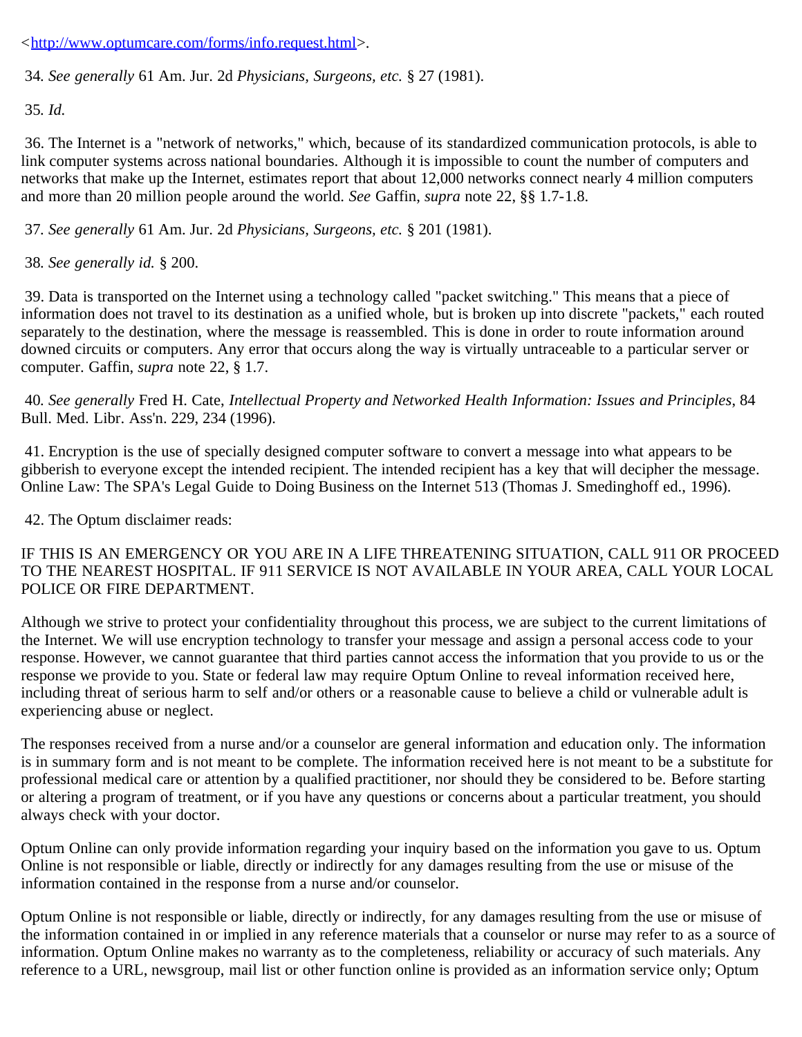<http://www.optumcare.com/forms/info.request.html>.

34. *See generally* 61 Am. Jur. 2d *Physicians, Surgeons, etc.* § 27 (1981).

35. *Id.*

36. The Internet is a "network of networks," which, because of its standardized communication protocols, is able to link computer systems across national boundaries. Although it is impossible to count the number of computers and networks that make up the Internet, estimates report that about 12,000 networks connect nearly 4 million computers and more than 20 million people around the world. *See* Gaffin, *supra* note 22, §§ 1.7-1.8.

37. *See generally* 61 Am. Jur. 2d *Physicians, Surgeons, etc.* § 201 (1981).

38. *See generally id.* § 200.

39. Data is transported on the Internet using a technology called "packet switching." This means that a piece of information does not travel to its destination as a unified whole, but is broken up into discrete "packets," each routed separately to the destination, where the message is reassembled. This is done in order to route information around downed circuits or computers. Any error that occurs along the way is virtually untraceable to a particular server or computer. Gaffin, *supra* note 22, § 1.7.

40. *See generally* Fred H. Cate, *Intellectual Property and Networked Health Information: Issues and Principles*, 84 Bull. Med. Libr. Ass'n. 229, 234 (1996).

41. Encryption is the use of specially designed computer software to convert a message into what appears to be gibberish to everyone except the intended recipient. The intended recipient has a key that will decipher the message. Online Law: The SPA's Legal Guide to Doing Business on the Internet 513 (Thomas J. Smedinghoff ed., 1996).

42. The Optum disclaimer reads:

IF THIS IS AN EMERGENCY OR YOU ARE IN A LIFE THREATENING SITUATION, CALL 911 OR PROCEED TO THE NEAREST HOSPITAL. IF 911 SERVICE IS NOT AVAILABLE IN YOUR AREA, CALL YOUR LOCAL POLICE OR FIRE DEPARTMENT.

Although we strive to protect your confidentiality throughout this process, we are subject to the current limitations of the Internet. We will use encryption technology to transfer your message and assign a personal access code to your response. However, we cannot guarantee that third parties cannot access the information that you provide to us or the response we provide to you. State or federal law may require Optum Online to reveal information received here, including threat of serious harm to self and/or others or a reasonable cause to believe a child or vulnerable adult is experiencing abuse or neglect.

The responses received from a nurse and/or a counselor are general information and education only. The information is in summary form and is not meant to be complete. The information received here is not meant to be a substitute for professional medical care or attention by a qualified practitioner, nor should they be considered to be. Before starting or altering a program of treatment, or if you have any questions or concerns about a particular treatment, you should always check with your doctor.

Optum Online can only provide information regarding your inquiry based on the information you gave to us. Optum Online is not responsible or liable, directly or indirectly for any damages resulting from the use or misuse of the information contained in the response from a nurse and/or counselor.

Optum Online is not responsible or liable, directly or indirectly, for any damages resulting from the use or misuse of the information contained in or implied in any reference materials that a counselor or nurse may refer to as a source of information. Optum Online makes no warranty as to the completeness, reliability or accuracy of such materials. Any reference to a URL, newsgroup, mail list or other function online is provided as an information service only; Optum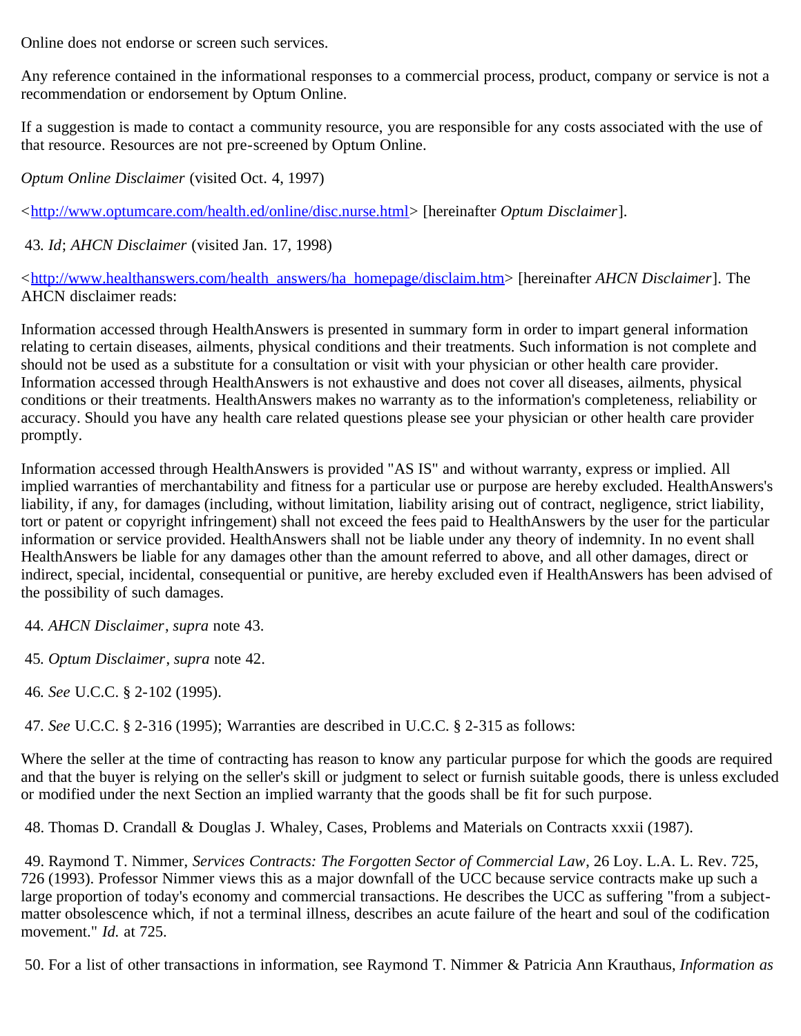Online does not endorse or screen such services.

Any reference contained in the informational responses to a commercial process, product, company or service is not a recommendation or endorsement by Optum Online.

If a suggestion is made to contact a community resource, you are responsible for any costs associated with the use of that resource. Resources are not pre-screened by Optum Online.

*Optum Online Disclaimer* (visited Oct. 4, 1997)

<http://www.optumcare.com/health.ed/online/disc.nurse.html> [hereinafter *Optum Disclaimer*].

43. *Id*; *AHCN Disclaimer* (visited Jan. 17, 1998)

<http://www.healthanswers.com/health_answers/ha_homepage/disclaim.htm> [hereinafter *AHCN Disclaimer*]. The AHCN disclaimer reads:

Information accessed through HealthAnswers is presented in summary form in order to impart general information relating to certain diseases, ailments, physical conditions and their treatments. Such information is not complete and should not be used as a substitute for a consultation or visit with your physician or other health care provider. Information accessed through HealthAnswers is not exhaustive and does not cover all diseases, ailments, physical conditions or their treatments. HealthAnswers makes no warranty as to the information's completeness, reliability or accuracy. Should you have any health care related questions please see your physician or other health care provider promptly.

Information accessed through HealthAnswers is provided "AS IS" and without warranty, express or implied. All implied warranties of merchantability and fitness for a particular use or purpose are hereby excluded. HealthAnswers's liability, if any, for damages (including, without limitation, liability arising out of contract, negligence, strict liability, tort or patent or copyright infringement) shall not exceed the fees paid to HealthAnswers by the user for the particular information or service provided. HealthAnswers shall not be liable under any theory of indemnity. In no event shall HealthAnswers be liable for any damages other than the amount referred to above, and all other damages, direct or indirect, special, incidental, consequential or punitive, are hereby excluded even if HealthAnswers has been advised of the possibility of such damages.

44. *AHCN Disclaimer*, *supra* note 43.

45. *Optum Disclaimer*, *supra* note 42.

46. *See* U.C.C. § 2-102 (1995).

47. *See* U.C.C. § 2-316 (1995); Warranties are described in U.C.C. § 2-315 as follows:

Where the seller at the time of contracting has reason to know any particular purpose for which the goods are required and that the buyer is relying on the seller's skill or judgment to select or furnish suitable goods, there is unless excluded or modified under the next Section an implied warranty that the goods shall be fit for such purpose.

48. Thomas D. Crandall & Douglas J. Whaley, Cases, Problems and Materials on Contracts xxxii (1987).

49. Raymond T. Nimmer, *Services Contracts: The Forgotten Sector of Commercial Law*, 26 Loy. L.A. L. Rev. 725, 726 (1993). Professor Nimmer views this as a major downfall of the UCC because service contracts make up such a large proportion of today's economy and commercial transactions. He describes the UCC as suffering "from a subject-matter obsolescence which, if not a terminal illness, describes an acute failure of the heart and soul of the codification movement." *Id.* at 725.

50. For a list of other transactions in information, see Raymond T. Nimmer & Patricia Ann Krauthaus, *Information as*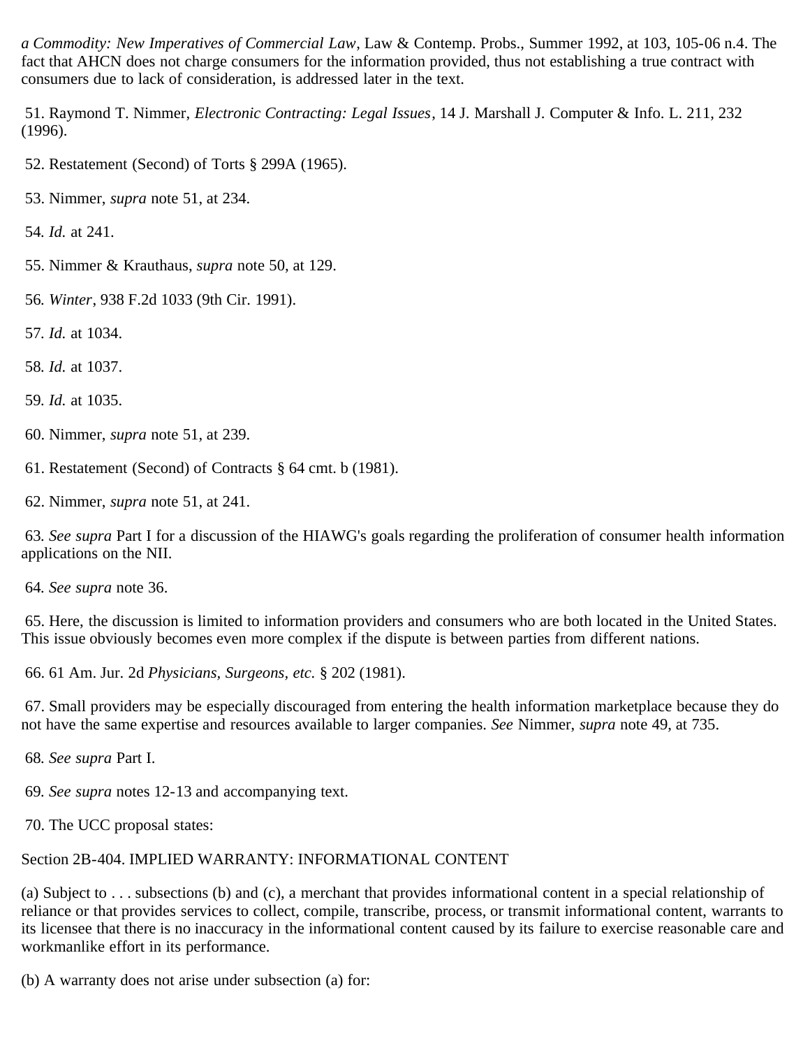*a Commodity: New Imperatives of Commercial Law*, Law & Contemp. Probs., Summer 1992, at 103, 105-06 n.4. The fact that AHCN does not charge consumers for the information provided, thus not establishing a true contract with consumers due to lack of consideration, is addressed later in the text.

51. Raymond T. Nimmer, *Electronic Contracting: Legal Issues*, 14 J. Marshall J. Computer & Info. L. 211, 232 (1996).

52. Restatement (Second) of Torts § 299A (1965).

53. Nimmer, *supra* note 51, at 234.

54. *Id.* at 241.

55. Nimmer & Krauthaus, *supra* note 50, at 129.

56. *Winter*, 938 F.2d 1033 (9th Cir. 1991).

57. *Id.* at 1034.

58. *Id.* at 1037.

59. *Id.* at 1035.

60. Nimmer, *supra* note 51, at 239.

61. Restatement (Second) of Contracts § 64 cmt. b (1981).

62. Nimmer, *supra* note 51, at 241.

63. *See supra* Part I for a discussion of the HIAWG's goals regarding the proliferation of consumer health information applications on the NII.

64. *See supra* note 36.

65. Here, the discussion is limited to information providers and consumers who are both located in the United States. This issue obviously becomes even more complex if the dispute is between parties from different nations.

66. 61 Am. Jur. 2d *Physicians, Surgeons, etc.* § 202 (1981).

67. Small providers may be especially discouraged from entering the health information marketplace because they do not have the same expertise and resources available to larger companies. *See* Nimmer, *supra* note 49, at 735.

68. *See supra* Part I.

69. *See supra* notes 12-13 and accompanying text.

70. The UCC proposal states:

Section 2B-404. IMPLIED WARRANTY: INFORMATIONAL CONTENT

(a) Subject to . . . subsections (b) and (c), a merchant that provides informational content in a special relationship of reliance or that provides services to collect, compile, transcribe, process, or transmit informational content, warrants to its licensee that there is no inaccuracy in the informational content caused by its failure to exercise reasonable care and workmanlike effort in its performance.

(b) A warranty does not arise under subsection (a) for: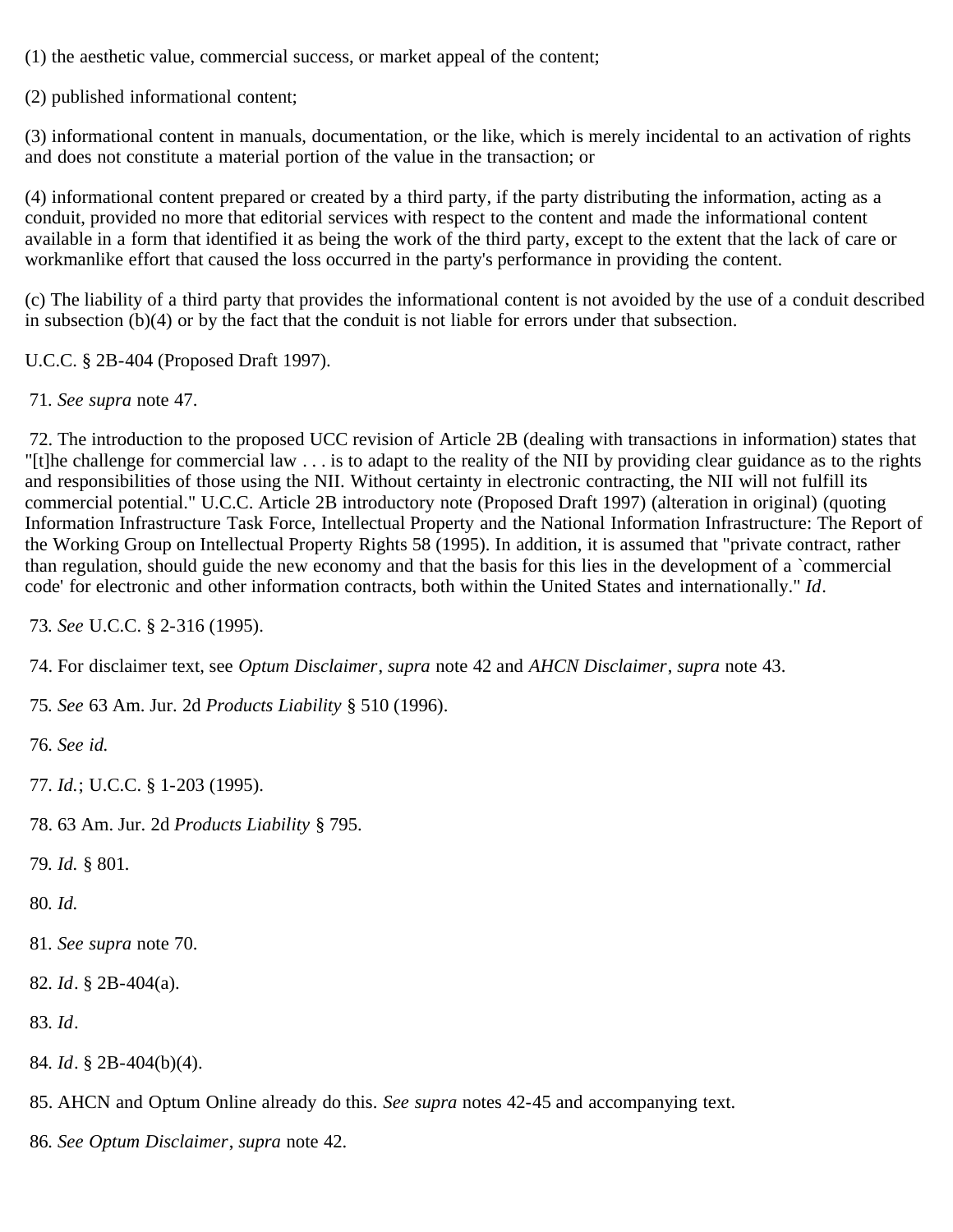(1) the aesthetic value, commercial success, or market appeal of the content;

(2) published informational content;

(3) informational content in manuals, documentation, or the like, which is merely incidental to an activation of rights and does not constitute a material portion of the value in the transaction; or

(4) informational content prepared or created by a third party, if the party distributing the information, acting as a conduit, provided no more that editorial services with respect to the content and made the informational content available in a form that identified it as being the work of the third party, except to the extent that the lack of care or workmanlike effort that caused the loss occurred in the party's performance in providing the content.

(c) The liability of a third party that provides the informational content is not avoided by the use of a conduit described in subsection (b)(4) or by the fact that the conduit is not liable for errors under that subsection.

U.C.C. § 2B-404 (Proposed Draft 1997).

71. *See supra* note 47.

72. The introduction to the proposed UCC revision of Article 2B (dealing with transactions in information) states that "[t]he challenge for commercial law . . . is to adapt to the reality of the NII by providing clear guidance as to the rights and responsibilities of those using the NII. Without certainty in electronic contracting, the NII will not fulfill its commercial potential." U.C.C. Article 2B introductory note (Proposed Draft 1997) (alteration in original) (quoting Information Infrastructure Task Force, Intellectual Property and the National Information Infrastructure: The Report of the Working Group on Intellectual Property Rights 58 (1995). In addition, it is assumed that "private contract, rather than regulation, should guide the new economy and that the basis for this lies in the development of a `commercial code' for electronic and other information contracts, both within the United States and internationally." *Id*.

73. *See* U.C.C. § 2-316 (1995).

74. For disclaimer text, see *Optum Disclaimer*, *supra* note 42 and *AHCN Disclaimer*, *supra* note 43.

75. *See* 63 Am. Jur. 2d *Products Liability* § 510 (1996).

76. *See id.*

77. *Id.*; U.C.C. § 1-203 (1995).

78. 63 Am. Jur. 2d *Products Liability* § 795.

79. *Id.* § 801.

80. *Id.*

81. *See supra* note 70.

82. *Id*. § 2B-404(a).

83. *Id*.

84. *Id*. § 2B-404(b)(4).

85. AHCN and Optum Online already do this. *See supra* notes 42-45 and accompanying text.

86. *See Optum Disclaimer*, *supra* note 42.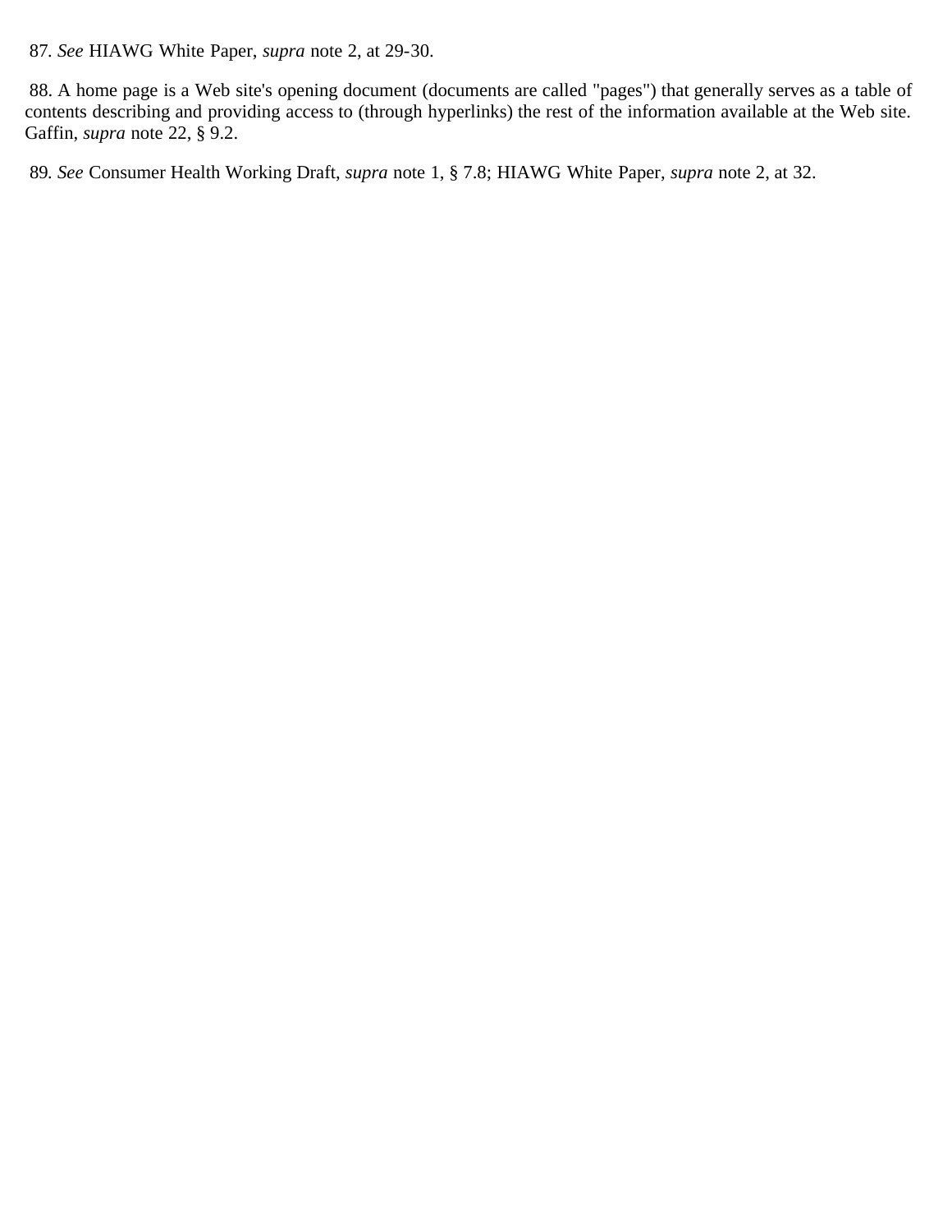87. *See* HIAWG White Paper, *supra* note 2, at 29-30.

88. A home page is a Web site's opening document (documents are called "pages") that generally serves as a table of contents describing and providing access to (through hyperlinks) the rest of the information available at the Web site. Gaffin, *supra* note 22, § 9.2.

89. *See* Consumer Health Working Draft, *supra* note 1, § 7.8; HIAWG White Paper, *supra* note 2, at 32.